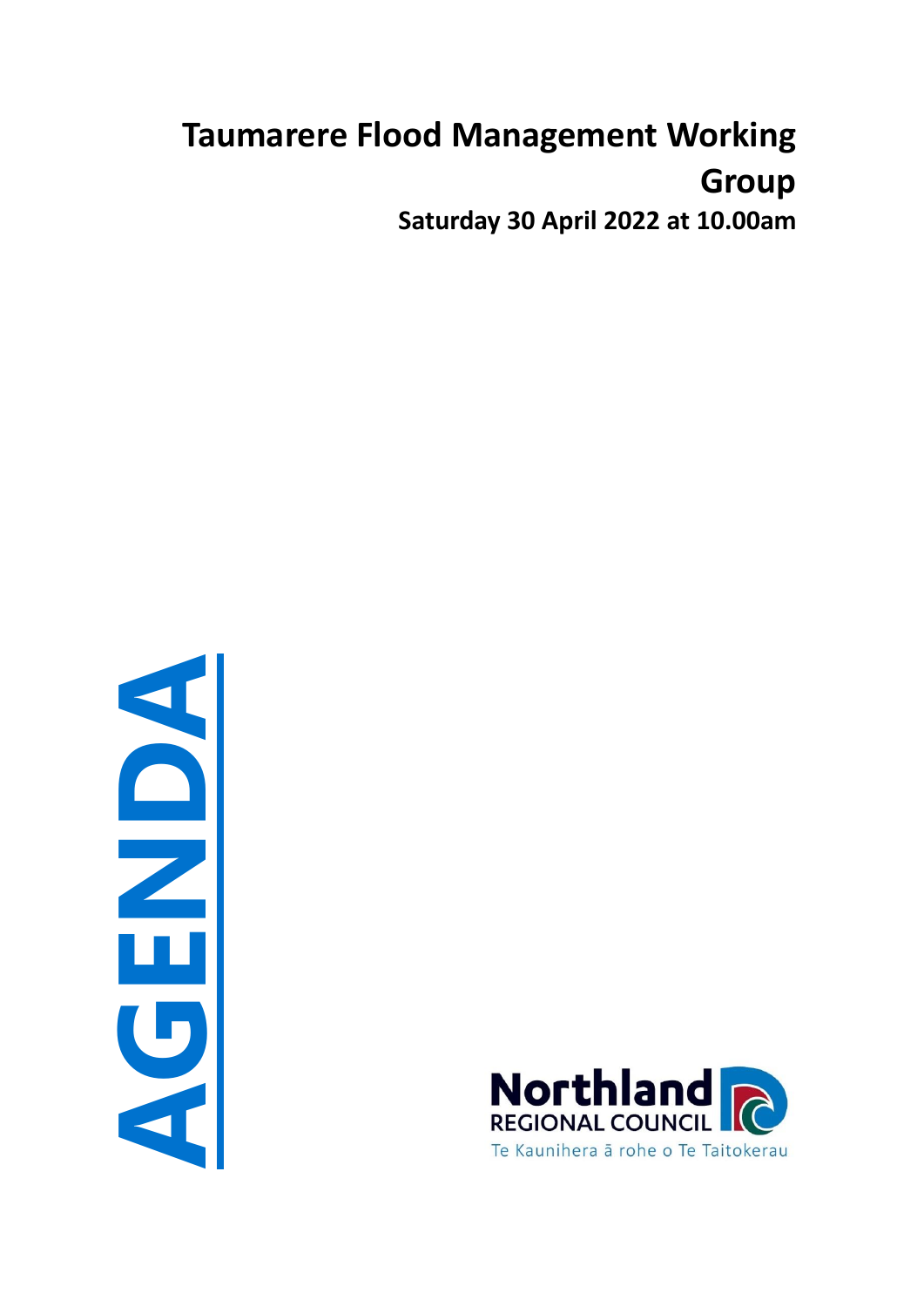# Taumarere Flood Management Working Group

**Saturday 30 April 2022 at 10.00am**

AGENDA

Northland
REGIONAL COUNCIL
Te Kaunihera ā rohe o Te Taitokerau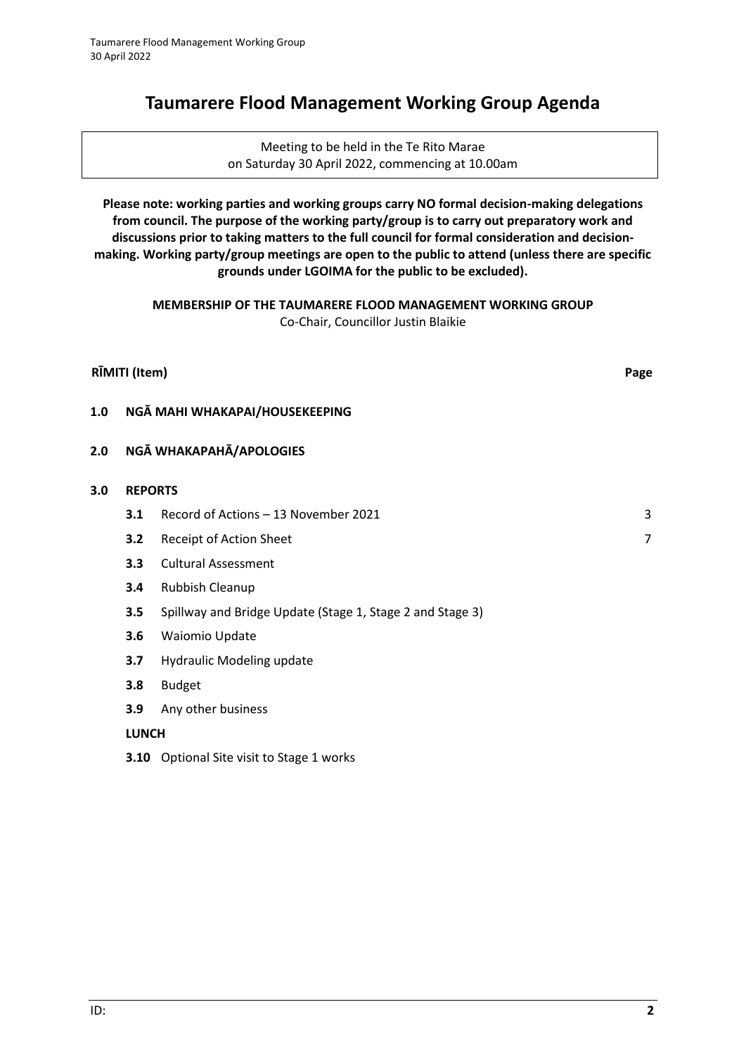# Taumarere Flood Management Working Group Agenda

Meeting to be held in the Te Rito Marae
on Saturday 30 April 2022, commencing at 10.00am

**Please note: working parties and working groups carry NO formal decision-making delegations from council. The purpose of the working party/group is to carry out preparatory work and discussions prior to taking matters to the full council for formal consideration and decision-making. Working party/group meetings are open to the public to attend (unless there are specific grounds under LGOIMA for the public to be excluded).**

**MEMBERSHIP OF THE TAUMARERE FLOOD MANAGEMENT WORKING GROUP**
Co-Chair, Councillor Justin Blaikie

| **RĪMITI (Item)** | | **Page** |
|---|---|---|
| **1.0** | **NGĀ MAHI WHAKAPAI/HOUSEKEEPING** | |
| **2.0** | **NGĀ WHAKAPAHĀ/APOLOGIES** | |
| **3.0** | **REPORTS** | |
| **3.1** | Record of Actions – 13 November 2021 | 3 |
| **3.2** | Receipt of Action Sheet | 7 |
| **3.3** | Cultural Assessment | |
| **3.4** | Rubbish Cleanup | |
| **3.5** | Spillway and Bridge Update (Stage 1, Stage 2 and Stage 3) | |
| **3.6** | Waiomio Update | |
| **3.7** | Hydraulic Modeling update | |
| **3.8** | Budget | |
| **3.9** | Any other business | |
| | **LUNCH** | |
| **3.10** | Optional Site visit to Stage 1 works | |

ID: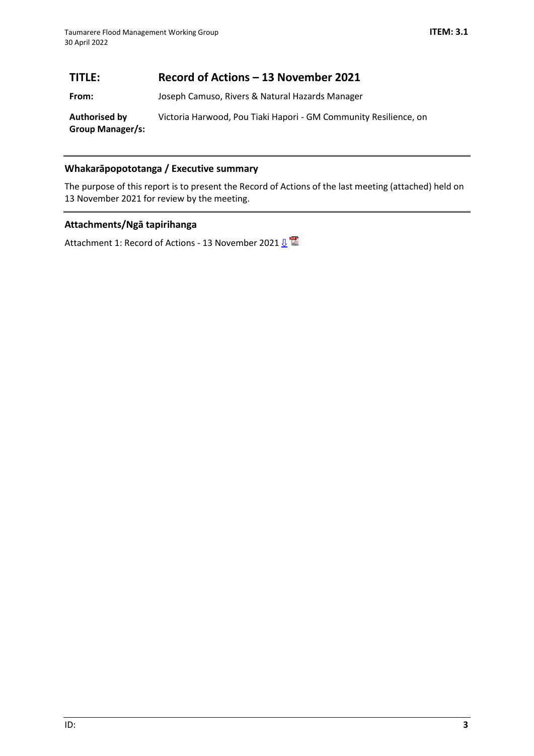## TITLE: Record of Actions – 13 November 2021

**From:** Joseph Camuso, Rivers & Natural Hazards Manager

**Authorised by Group Manager/s:** Victoria Harwood, Pou Tiaki Hapori - GM Community Resilience, on

### Whakarāpopototanga / Executive summary

The purpose of this report is to present the Record of Actions of the last meeting (attached) held on 13 November 2021 for review by the meeting.

### Attachments/Ngā tapirihanga

Attachment 1: Record of Actions - 13 November 2021 ⇩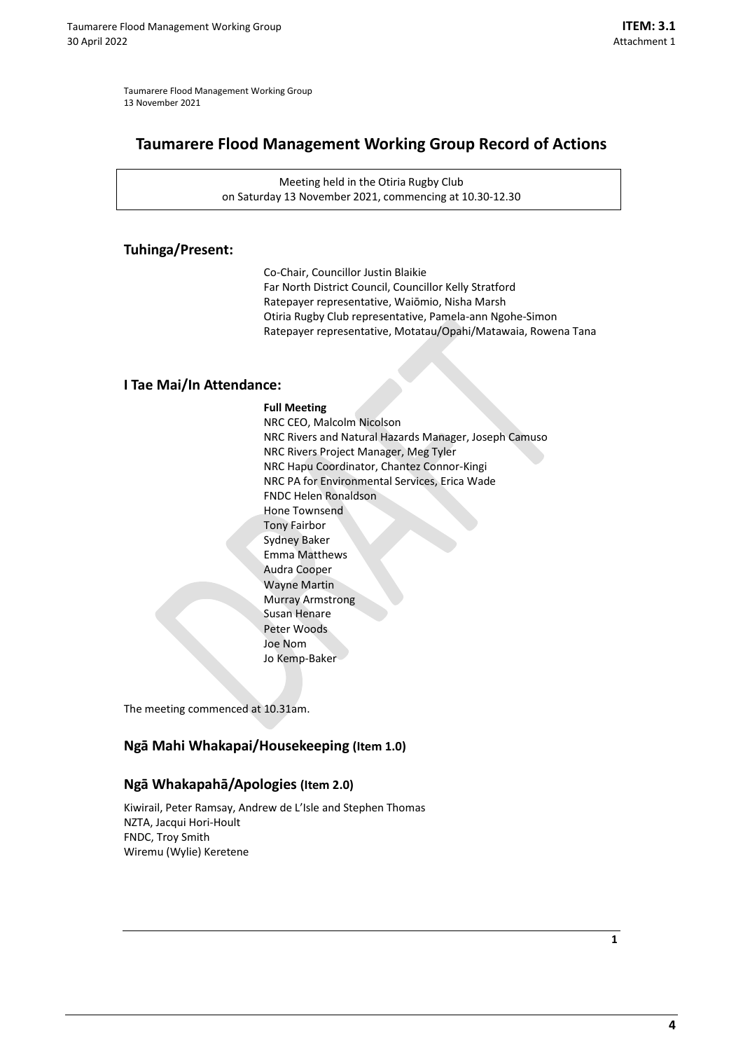Taumarere Flood Management Working Group
13 November 2021

# Taumarere Flood Management Working Group Record of Actions

Meeting held in the Otiria Rugby Club
on Saturday 13 November 2021, commencing at 10.30-12.30

## Tuhinga/Present:

Co-Chair, Councillor Justin Blaikie
Far North District Council, Councillor Kelly Stratford
Ratepayer representative, Waiōmio, Nisha Marsh
Otiria Rugby Club representative, Pamela-ann Ngohe-Simon
Ratepayer representative, Motatau/Opahi/Matawaia, Rowena Tana

## I Tae Mai/In Attendance:

**Full Meeting**
NRC CEO, Malcolm Nicolson
NRC Rivers and Natural Hazards Manager, Joseph Camuso
NRC Rivers Project Manager, Meg Tyler
NRC Hapu Coordinator, Chantez Connor-Kingi
NRC PA for Environmental Services, Erica Wade
FNDC Helen Ronaldson
Hone Townsend
Tony Fairbor
Sydney Baker
Emma Matthews
Audra Cooper
Wayne Martin
Murray Armstrong
Susan Henare
Peter Woods
Joe Nom
Jo Kemp-Baker

The meeting commenced at 10.31am.

## Ngā Mahi Whakapai/Housekeeping (Item 1.0)

## Ngā Whakapahā/Apologies (Item 2.0)

Kiwirail, Peter Ramsay, Andrew de L'Isle and Stephen Thomas
NZTA, Jacqui Hori-Hoult
FNDC, Troy Smith
Wiremu (Wylie) Keretene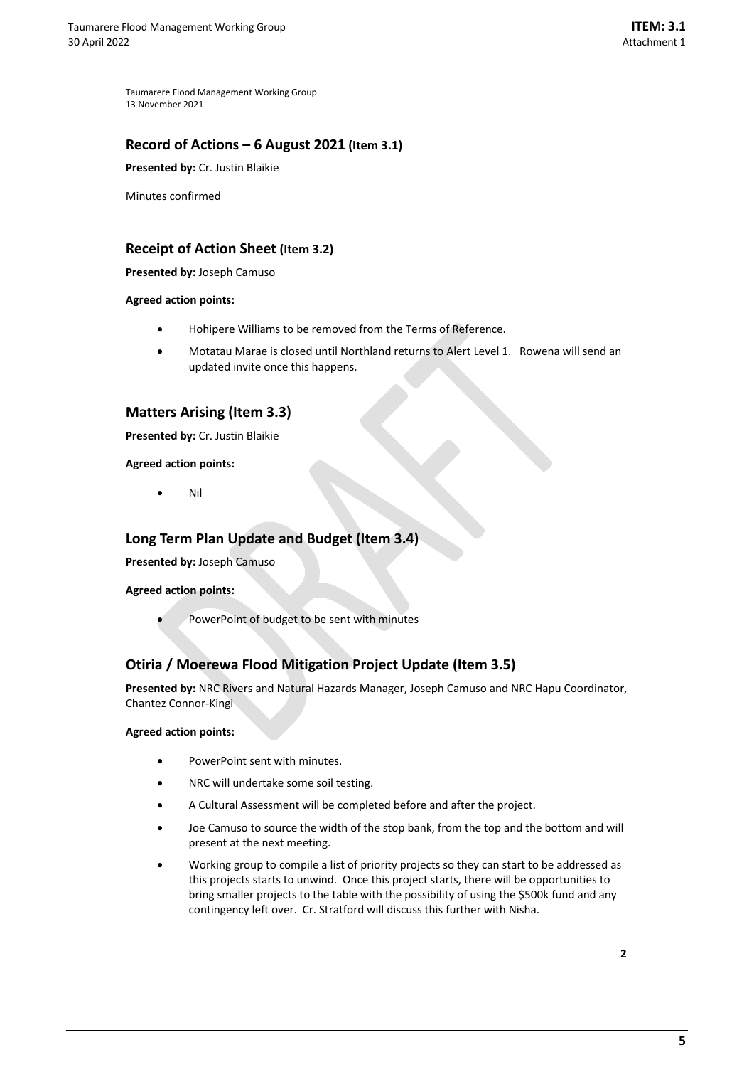Taumarere Flood Management Working Group
13 November 2021

## Record of Actions – 6 August 2021 (Item 3.1)

**Presented by:** Cr. Justin Blaikie

Minutes confirmed

## Receipt of Action Sheet (Item 3.2)

**Presented by:** Joseph Camuso

**Agreed action points:**

- Hohipere Williams to be removed from the Terms of Reference.
- Motatau Marae is closed until Northland returns to Alert Level 1. Rowena will send an updated invite once this happens.

## Matters Arising (Item 3.3)

**Presented by:** Cr. Justin Blaikie

**Agreed action points:**

- Nil

## Long Term Plan Update and Budget (Item 3.4)

**Presented by:** Joseph Camuso

**Agreed action points:**

- PowerPoint of budget to be sent with minutes

## Otiria / Moerewa Flood Mitigation Project Update (Item 3.5)

**Presented by:** NRC Rivers and Natural Hazards Manager, Joseph Camuso and NRC Hapu Coordinator, Chantez Connor-Kingi

**Agreed action points:**

- PowerPoint sent with minutes.
- NRC will undertake some soil testing.
- A Cultural Assessment will be completed before and after the project.
- Joe Camuso to source the width of the stop bank, from the top and the bottom and will present at the next meeting.
- Working group to compile a list of priority projects so they can start to be addressed as this projects starts to unwind. Once this project starts, there will be opportunities to bring smaller projects to the table with the possibility of using the $500k fund and any contingency left over. Cr. Stratford will discuss this further with Nisha.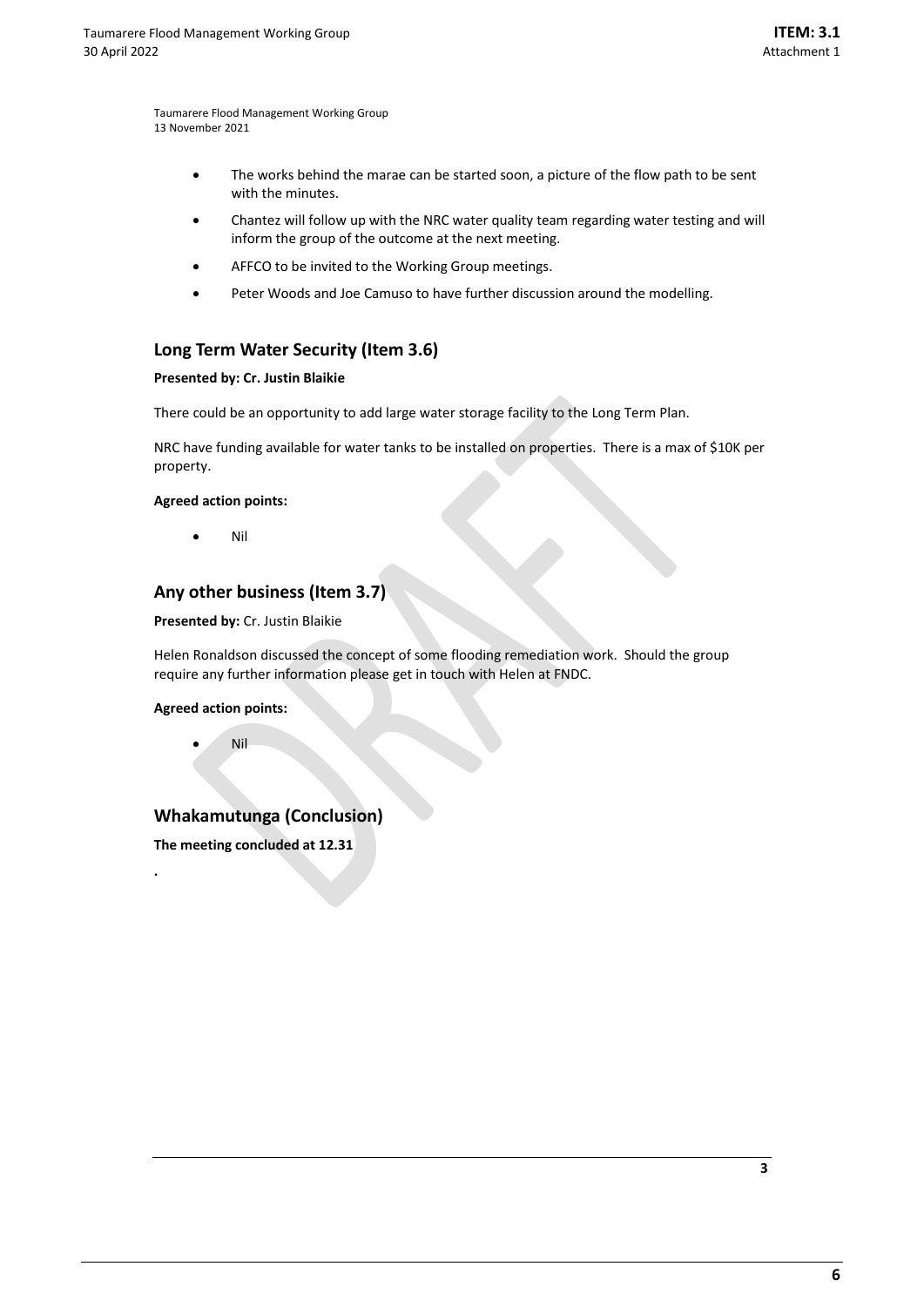- The works behind the marae can be started soon, a picture of the flow path to be sent with the minutes.
- Chantez will follow up with the NRC water quality team regarding water testing and will inform the group of the outcome at the next meeting.
- AFFCO to be invited to the Working Group meetings.
- Peter Woods and Joe Camuso to have further discussion around the modelling.

## Long Term Water Security (Item 3.6)

**Presented by: Cr. Justin Blaikie**

There could be an opportunity to add large water storage facility to the Long Term Plan.

NRC have funding available for water tanks to be installed on properties. There is a max of $10K per property.

**Agreed action points:**

- Nil

## Any other business (Item 3.7)

**Presented by:** Cr. Justin Blaikie

Helen Ronaldson discussed the concept of some flooding remediation work. Should the group require any further information please get in touch with Helen at FNDC.

**Agreed action points:**

- Nil

## Whakamutunga (Conclusion)

**The meeting concluded at 12.31**

.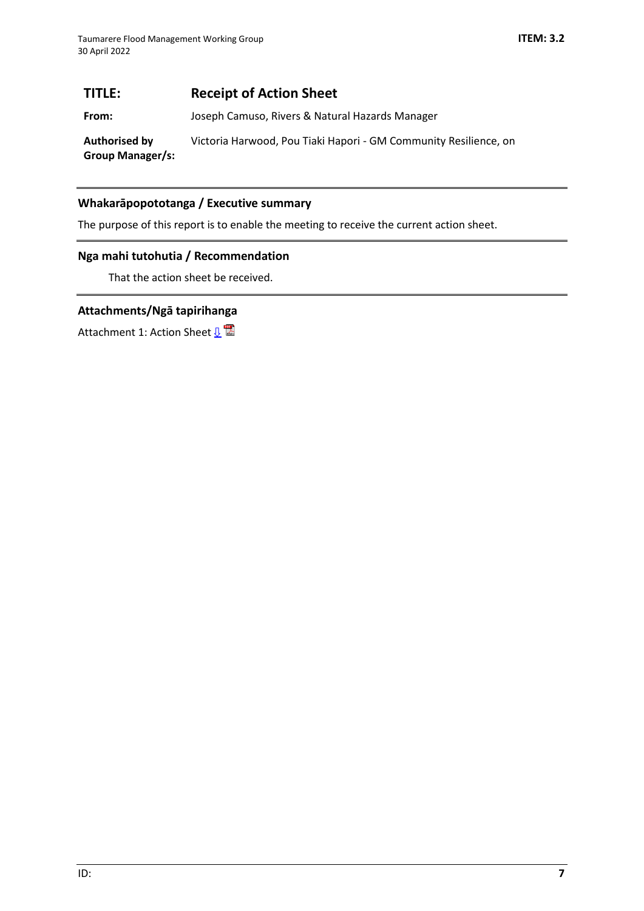## TITLE: Receipt of Action Sheet

**From:** Joseph Camuso, Rivers & Natural Hazards Manager

**Authorised by Group Manager/s:** Victoria Harwood, Pou Tiaki Hapori - GM Community Resilience, on

### Whakarāpopototanga / Executive summary

The purpose of this report is to enable the meeting to receive the current action sheet.

### Nga mahi tutohutia / Recommendation

That the action sheet be received.

### Attachments/Ngā tapirihanga

Attachment 1: Action Sheet ⇩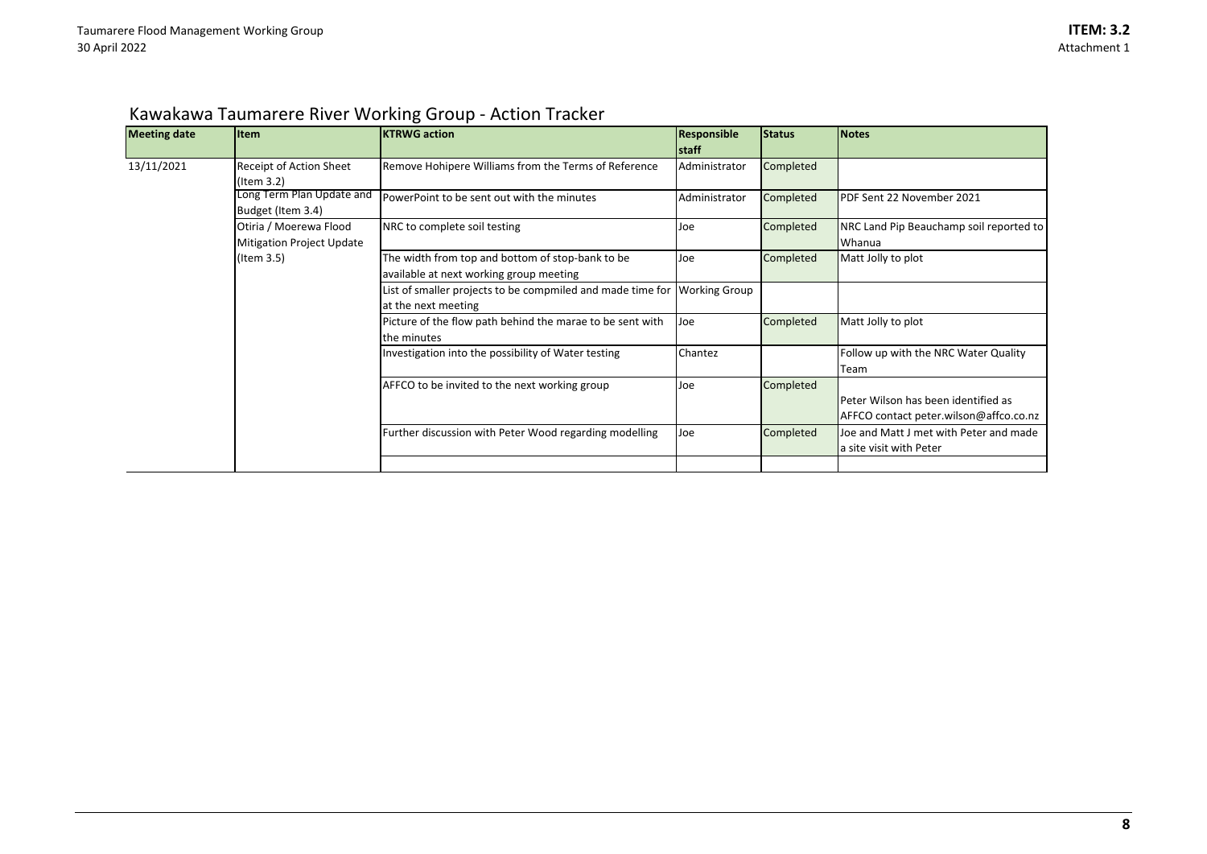# Kawakawa Taumarere River Working Group - Action Tracker

| Meeting date | Item | KTRWG action | Responsible staff | Status | Notes |
|---|---|---|---|---|---|
| 13/11/2021 | Receipt of Action Sheet (Item 3.2) | Remove Hohipere Williams from the Terms of Reference | Administrator | Completed | |
| | Long Term Plan Update and Budget (Item 3.4) | PowerPoint to be sent out with the minutes | Administrator | Completed | PDF Sent 22 November 2021 |
| | Otiria / Moerewa Flood Mitigation Project Update (Item 3.5) | NRC to complete soil testing | Joe | Completed | NRC Land Pip Beauchamp soil reported to Whanua |
| | | The width from top and bottom of stop-bank to be available at next working group meeting | Joe | Completed | Matt Jolly to plot |
| | | List of smaller projects to be compmiled and made time for at the next meeting | Working Group | | |
| | | Picture of the flow path behind the marae to be sent with the minutes | Joe | Completed | Matt Jolly to plot |
| | | Investigation into the possibility of Water testing | Chantez | | Follow up with the NRC Water Quality Team |
| | | AFFCO to be invited to the next working group | Joe | Completed | Peter Wilson has been identified as AFFCO contact peter.wilson@affco.co.nz |
| | | Further discussion with Peter Wood regarding modelling | Joe | Completed | Joe and Matt J met with Peter and made a site visit with Peter |
| | | | | | |